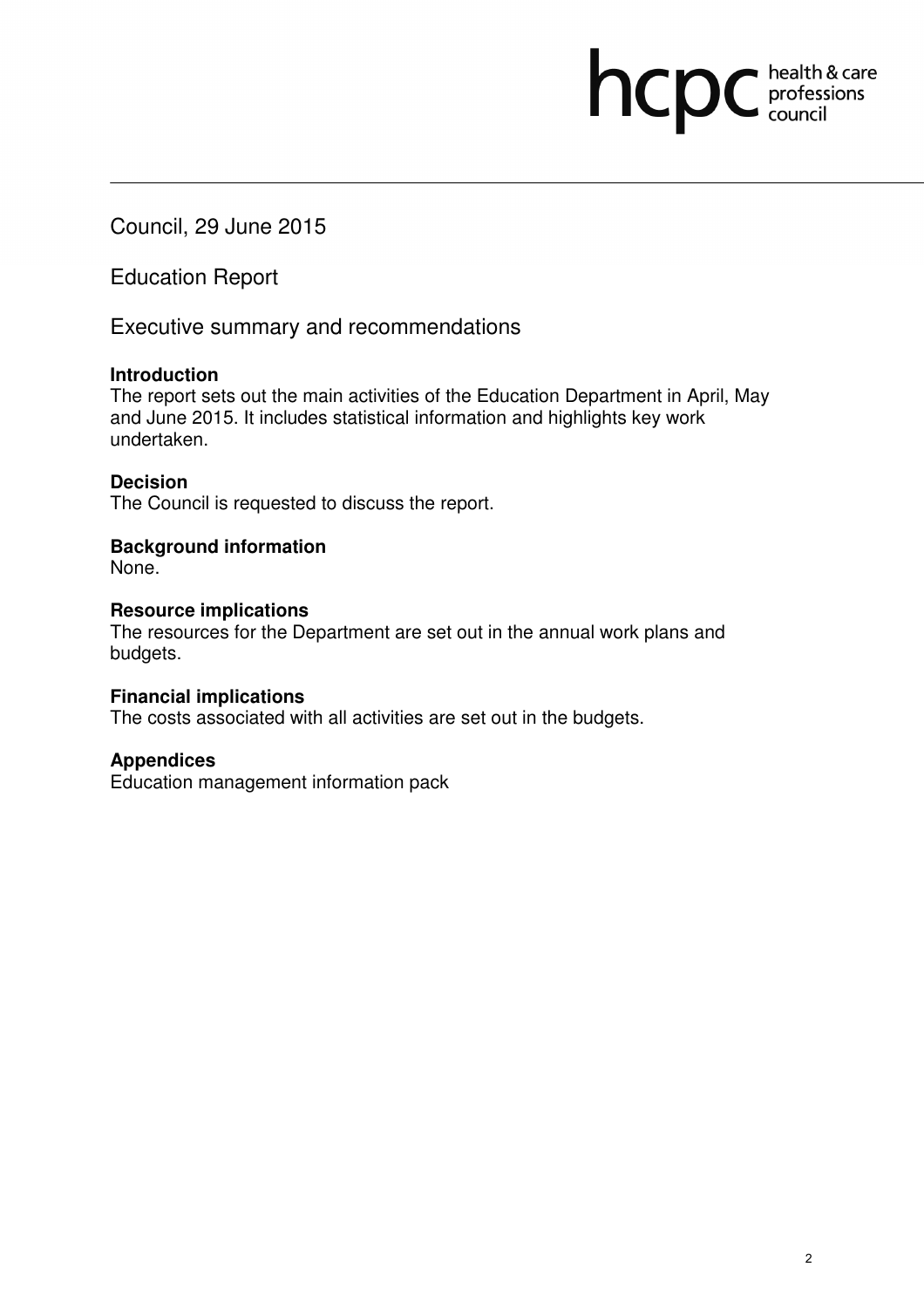Council, 29 June 2015

Education Report

Executive summary and recommendations

**Introduction**
The report sets out the main activities of the Education Department in April, May and June 2015. It includes statistical information and highlights key work undertaken.

**Decision**
The Council is requested to discuss the report.

**Background information**
None.

**Resource implications**
The resources for the Department are set out in the annual work plans and budgets.

**Financial implications**
The costs associated with all activities are set out in the budgets.

**Appendices**
Education management information pack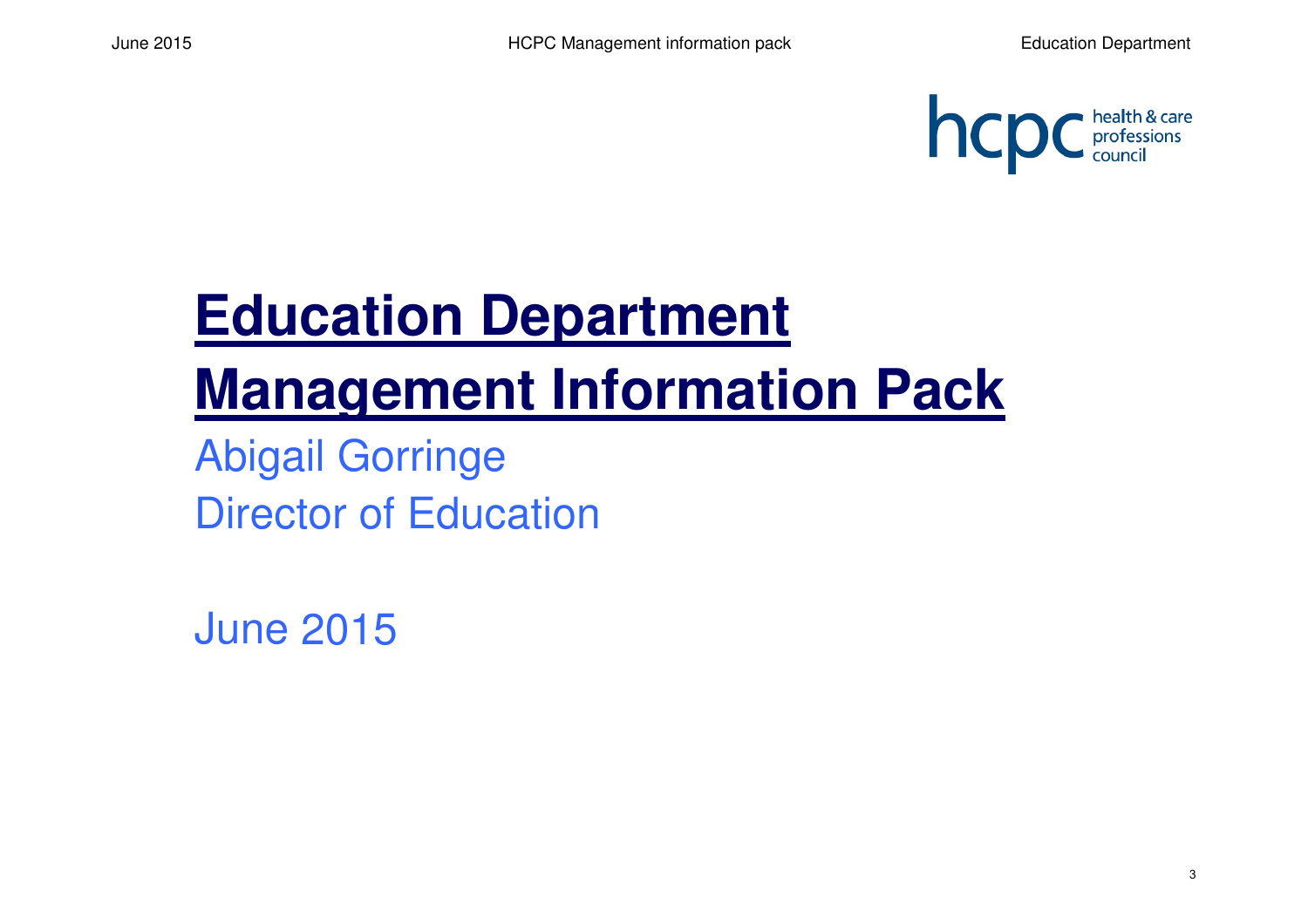# Education Department Management Information Pack

Abigail Gorringe

Director of Education

June 2015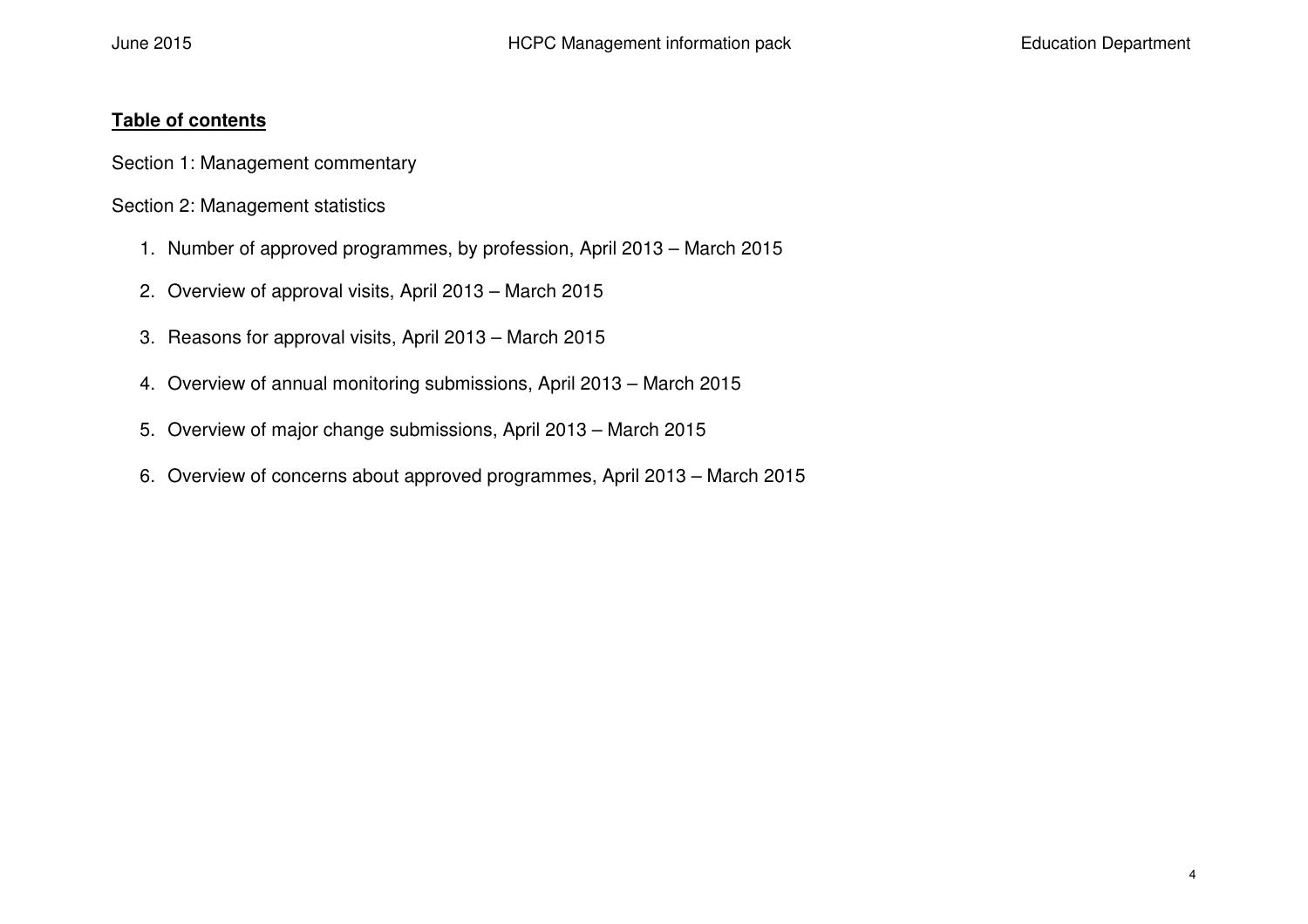**Table of contents**

Section 1: Management commentary

Section 2: Management statistics

1. Number of approved programmes, by profession, April 2013 – March 2015
2. Overview of approval visits, April 2013 – March 2015
3. Reasons for approval visits, April 2013 – March 2015
4. Overview of annual monitoring submissions, April 2013 – March 2015
5. Overview of major change submissions, April 2013 – March 2015
6. Overview of concerns about approved programmes, April 2013 – March 2015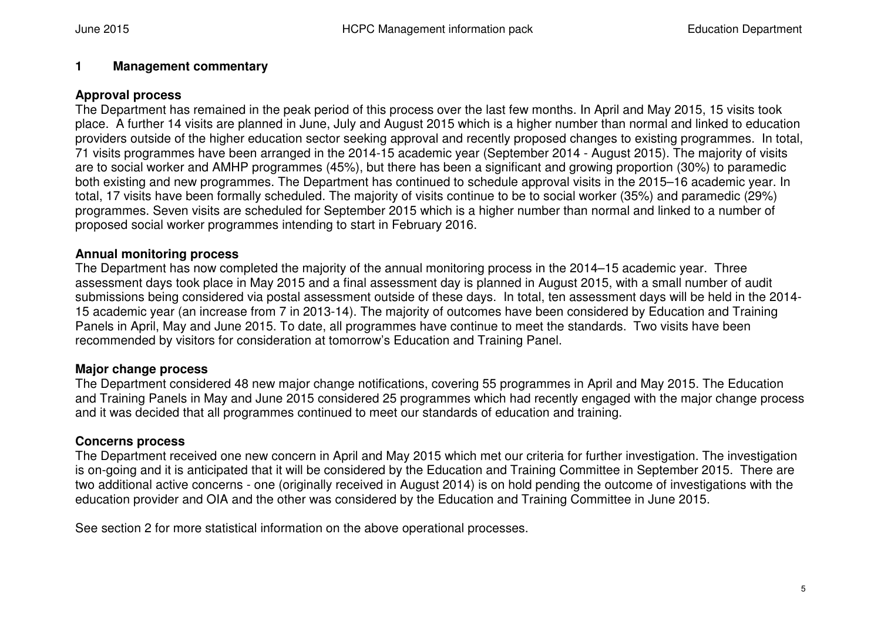## 1 Management commentary

**Approval process**

The Department has remained in the peak period of this process over the last few months. In April and May 2015, 15 visits took place. A further 14 visits are planned in June, July and August 2015 which is a higher number than normal and linked to education providers outside of the higher education sector seeking approval and recently proposed changes to existing programmes. In total, 71 visits programmes have been arranged in the 2014-15 academic year (September 2014 - August 2015). The majority of visits are to social worker and AMHP programmes (45%), but there has been a significant and growing proportion (30%) to paramedic both existing and new programmes. The Department has continued to schedule approval visits in the 2015–16 academic year. In total, 17 visits have been formally scheduled. The majority of visits continue to be to social worker (35%) and paramedic (29%) programmes. Seven visits are scheduled for September 2015 which is a higher number than normal and linked to a number of proposed social worker programmes intending to start in February 2016.

**Annual monitoring process**

The Department has now completed the majority of the annual monitoring process in the 2014–15 academic year. Three assessment days took place in May 2015 and a final assessment day is planned in August 2015, with a small number of audit submissions being considered via postal assessment outside of these days. In total, ten assessment days will be held in the 2014-15 academic year (an increase from 7 in 2013-14). The majority of outcomes have been considered by Education and Training Panels in April, May and June 2015. To date, all programmes have continue to meet the standards. Two visits have been recommended by visitors for consideration at tomorrow's Education and Training Panel.

**Major change process**

The Department considered 48 new major change notifications, covering 55 programmes in April and May 2015. The Education and Training Panels in May and June 2015 considered 25 programmes which had recently engaged with the major change process and it was decided that all programmes continued to meet our standards of education and training.

**Concerns process**

The Department received one new concern in April and May 2015 which met our criteria for further investigation. The investigation is on-going and it is anticipated that it will be considered by the Education and Training Committee in September 2015. There are two additional active concerns - one (originally received in August 2014) is on hold pending the outcome of investigations with the education provider and OIA and the other was considered by the Education and Training Committee in June 2015.

See section 2 for more statistical information on the above operational processes.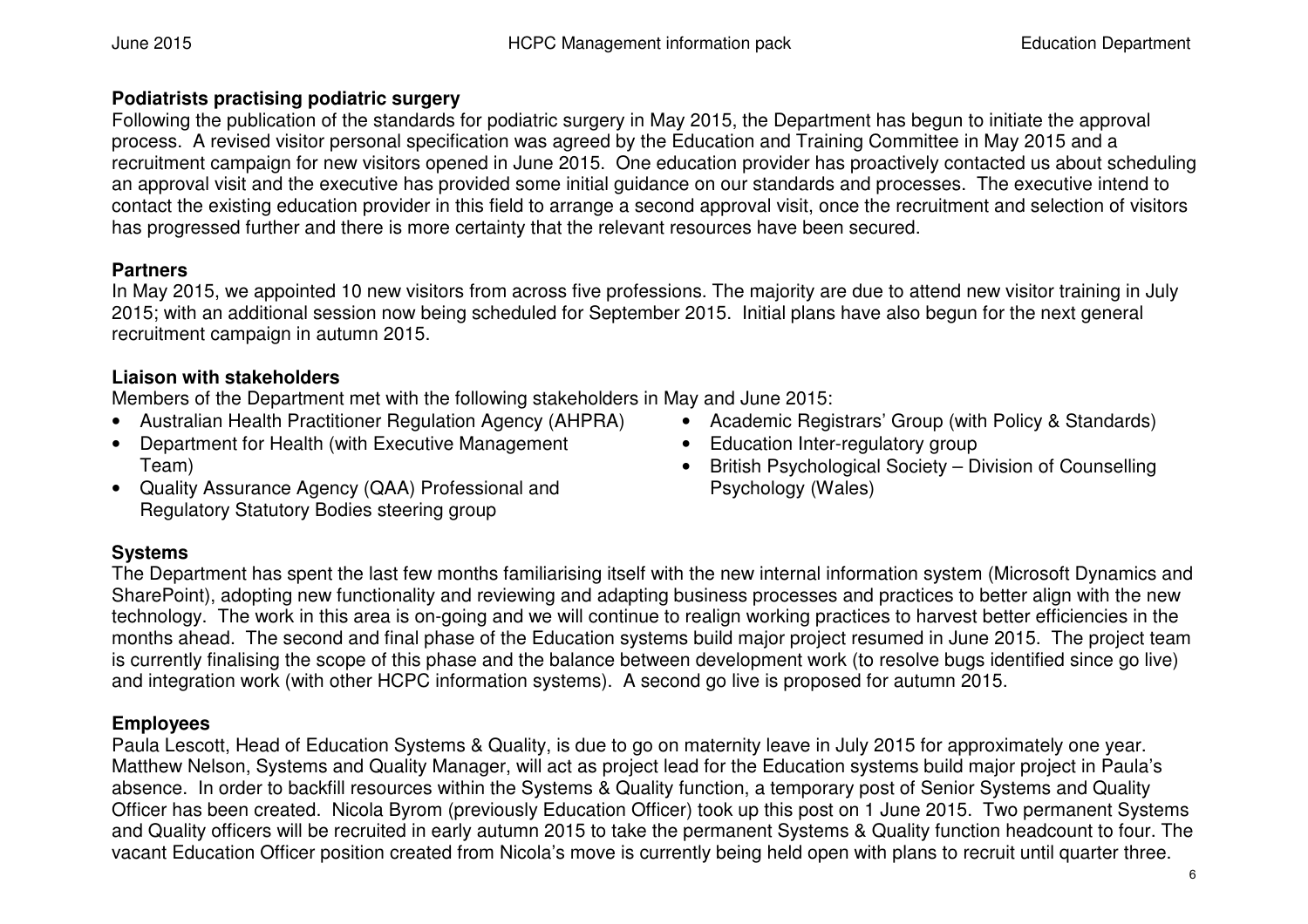**Podiatrists practising podiatric surgery**

Following the publication of the standards for podiatric surgery in May 2015, the Department has begun to initiate the approval process. A revised visitor personal specification was agreed by the Education and Training Committee in May 2015 and a recruitment campaign for new visitors opened in June 2015. One education provider has proactively contacted us about scheduling an approval visit and the executive has provided some initial guidance on our standards and processes. The executive intend to contact the existing education provider in this field to arrange a second approval visit, once the recruitment and selection of visitors has progressed further and there is more certainty that the relevant resources have been secured.

**Partners**

In May 2015, we appointed 10 new visitors from across five professions. The majority are due to attend new visitor training in July 2015; with an additional session now being scheduled for September 2015. Initial plans have also begun for the next general recruitment campaign in autumn 2015.

**Liaison with stakeholders**

Members of the Department met with the following stakeholders in May and June 2015:

- Australian Health Practitioner Regulation Agency (AHPRA)
- Department for Health (with Executive Management Team)
- Quality Assurance Agency (QAA) Professional and Regulatory Statutory Bodies steering group
- Academic Registrars' Group (with Policy & Standards)
- Education Inter-regulatory group
- British Psychological Society – Division of Counselling Psychology (Wales)

**Systems**

The Department has spent the last few months familiarising itself with the new internal information system (Microsoft Dynamics and SharePoint), adopting new functionality and reviewing and adapting business processes and practices to better align with the new technology. The work in this area is on-going and we will continue to realign working practices to harvest better efficiencies in the months ahead. The second and final phase of the Education systems build major project resumed in June 2015. The project team is currently finalising the scope of this phase and the balance between development work (to resolve bugs identified since go live) and integration work (with other HCPC information systems). A second go live is proposed for autumn 2015.

**Employees**

Paula Lescott, Head of Education Systems & Quality, is due to go on maternity leave in July 2015 for approximately one year. Matthew Nelson, Systems and Quality Manager, will act as project lead for the Education systems build major project in Paula's absence. In order to backfill resources within the Systems & Quality function, a temporary post of Senior Systems and Quality Officer has been created. Nicola Byrom (previously Education Officer) took up this post on 1 June 2015. Two permanent Systems and Quality officers will be recruited in early autumn 2015 to take the permanent Systems & Quality function headcount to four. The vacant Education Officer position created from Nicola's move is currently being held open with plans to recruit until quarter three.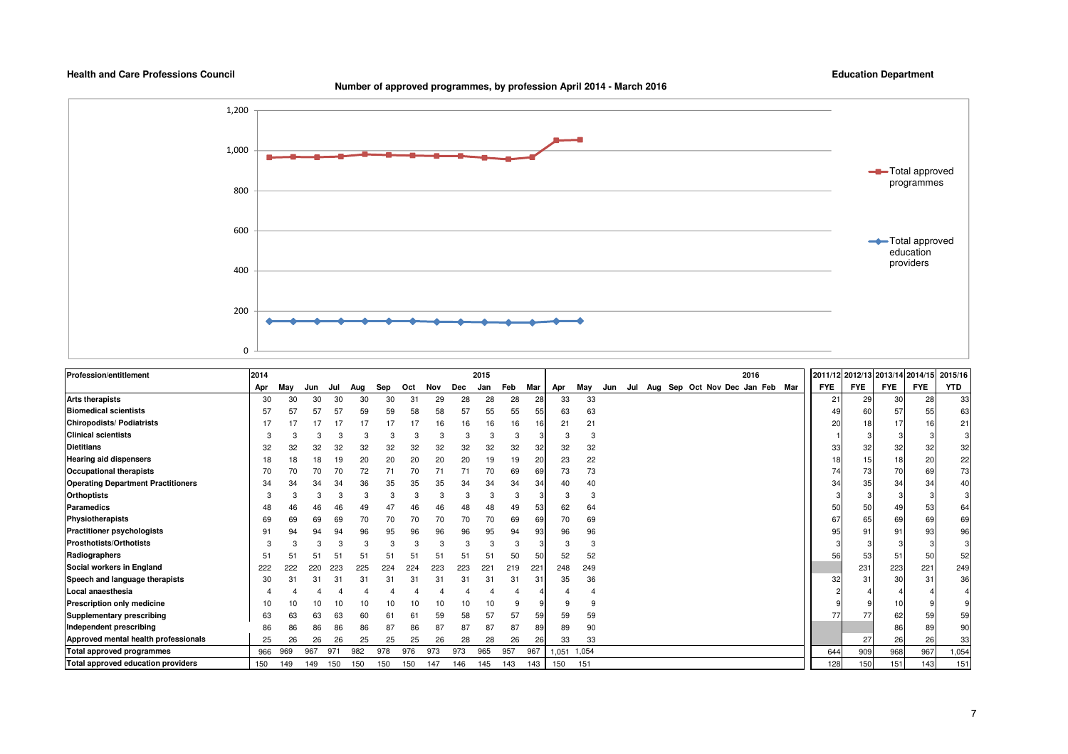**Health and Care Professions Council** **Education Department**

## Number of approved programmes, by profession April 2014 - March 2016

| Profession/entitlement | 2014 Apr | May | Jun | Jul | Aug | Sep | Oct | Nov | Dec | 2015 Jan | Feb | Mar | Apr | May | Jun | Jul | Aug | Sep | Oct | Nov | Dec | 2016 Jan | Feb | Mar | 2011/12 FYE | 2012/13 FYE | 2013/14 FYE | 2014/15 FYE | 2015/16 YTD |
|---|---|---|---|---|---|---|---|---|---|---|---|---|---|---|---|---|---|---|---|---|---|---|---|---|---|---|---|---|---|
| **Arts therapists** | 30 | 30 | 30 | 30 | 30 | 30 | 31 | 29 | 28 | 28 | 28 | 28 | 33 | 33 | | | | | | | | | | | 21 | 29 | 30 | 28 | 33 |
| **Biomedical scientists** | 57 | 57 | 57 | 57 | 59 | 59 | 58 | 58 | 57 | 55 | 55 | 55 | 63 | 63 | | | | | | | | | | | 49 | 60 | 57 | 55 | 63 |
| **Chiropodists/ Podiatrists** | 17 | 17 | 17 | 17 | 17 | 17 | 17 | 16 | 16 | 16 | 16 | 16 | 21 | 21 | | | | | | | | | | | 20 | 18 | 17 | 16 | 21 |
| **Clinical scientists** | 3 | 3 | 3 | 3 | 3 | 3 | 3 | 3 | 3 | 3 | 3 | 3 | 3 | 3 | | | | | | | | | | | 1 | 3 | 3 | 3 | 3 |
| **Dietitians** | 32 | 32 | 32 | 32 | 32 | 32 | 32 | 32 | 32 | 32 | 32 | 32 | 32 | 32 | | | | | | | | | | | 33 | 32 | 32 | 32 | 32 |
| **Hearing aid dispensers** | 18 | 18 | 18 | 19 | 20 | 20 | 20 | 20 | 20 | 19 | 19 | 20 | 23 | 22 | | | | | | | | | | | 18 | 15 | 18 | 20 | 22 |
| **Occupational therapists** | 70 | 70 | 70 | 70 | 72 | 71 | 70 | 71 | 71 | 70 | 69 | 69 | 73 | 73 | | | | | | | | | | | 74 | 73 | 70 | 69 | 73 |
| **Operating Department Practitioners** | 34 | 34 | 34 | 34 | 36 | 35 | 35 | 35 | 34 | 34 | 34 | 34 | 40 | 40 | | | | | | | | | | | 34 | 35 | 34 | 34 | 40 |
| **Orthoptists** | 3 | 3 | 3 | 3 | 3 | 3 | 3 | 3 | 3 | 3 | 3 | 3 | 3 | 3 | | | | | | | | | | | 3 | 3 | 3 | 3 | 3 |
| **Paramedics** | 48 | 46 | 46 | 46 | 49 | 47 | 46 | 46 | 48 | 48 | 49 | 53 | 62 | 64 | | | | | | | | | | | 50 | 50 | 49 | 53 | 64 |
| **Physiotherapists** | 69 | 69 | 69 | 69 | 70 | 70 | 70 | 70 | 70 | 70 | 69 | 69 | 70 | 69 | | | | | | | | | | | 67 | 65 | 69 | 69 | 69 |
| **Practitioner psychologists** | 91 | 94 | 94 | 94 | 96 | 95 | 96 | 96 | 96 | 95 | 94 | 93 | 96 | 96 | | | | | | | | | | | 95 | 91 | 91 | 93 | 96 |
| **Prosthotists/Orthotists** | 3 | 3 | 3 | 3 | 3 | 3 | 3 | 3 | 3 | 3 | 3 | 3 | 3 | 3 | | | | | | | | | | | 3 | 3 | 3 | 3 | 3 |
| **Radiographers** | 51 | 51 | 51 | 51 | 51 | 51 | 51 | 51 | 51 | 51 | 50 | 50 | 52 | 52 | | | | | | | | | | | 56 | 53 | 51 | 50 | 52 |
| **Social workers in England** | 222 | 222 | 220 | 223 | 225 | 224 | 224 | 223 | 223 | 221 | 219 | 221 | 248 | 249 | | | | | | | | | | | | 231 | 223 | 221 | 249 |
| **Speech and language therapists** | 30 | 31 | 31 | 31 | 31 | 31 | 31 | 31 | 31 | 31 | 31 | 31 | 35 | 36 | | | | | | | | | | | 32 | 31 | 30 | 31 | 36 |
| **Local anaesthesia** | 4 | 4 | 4 | 4 | 4 | 4 | 4 | 4 | 4 | 4 | 4 | 4 | 4 | 4 | | | | | | | | | | | 2 | 4 | 4 | 4 | 4 |
| **Prescription only medicine** | 10 | 10 | 10 | 10 | 10 | 10 | 10 | 10 | 10 | 10 | 9 | 9 | 9 | 9 | | | | | | | | | | | 9 | 9 | 10 | 9 | 9 |
| **Supplementary prescribing** | 63 | 63 | 63 | 63 | 60 | 61 | 61 | 59 | 58 | 57 | 57 | 59 | 59 | 59 | | | | | | | | | | | 77 | 77 | 62 | 59 | 59 |
| **Independent prescribing** | 86 | 86 | 86 | 86 | 86 | 87 | 86 | 87 | 87 | 87 | 87 | 89 | 89 | 90 | | | | | | | | | | | | | 86 | 89 | 90 |
| **Approved mental health professionals** | 25 | 26 | 26 | 26 | 25 | 25 | 25 | 26 | 28 | 28 | 26 | 26 | 33 | 33 | | | | | | | | | | | | 27 | 26 | 26 | 33 |
| **Total approved programmes** | 966 | 969 | 967 | 971 | 982 | 978 | 976 | 973 | 973 | 965 | 957 | 967 | 1,051 | 1,054 | | | | | | | | | | | 644 | 909 | 968 | 967 | 1,054 |
| **Total approved education providers** | 150 | 149 | 149 | 150 | 150 | 150 | 150 | 147 | 146 | 145 | 143 | 143 | 150 | 151 | | | | | | | | | | | 128 | 150 | 151 | 143 | 151 |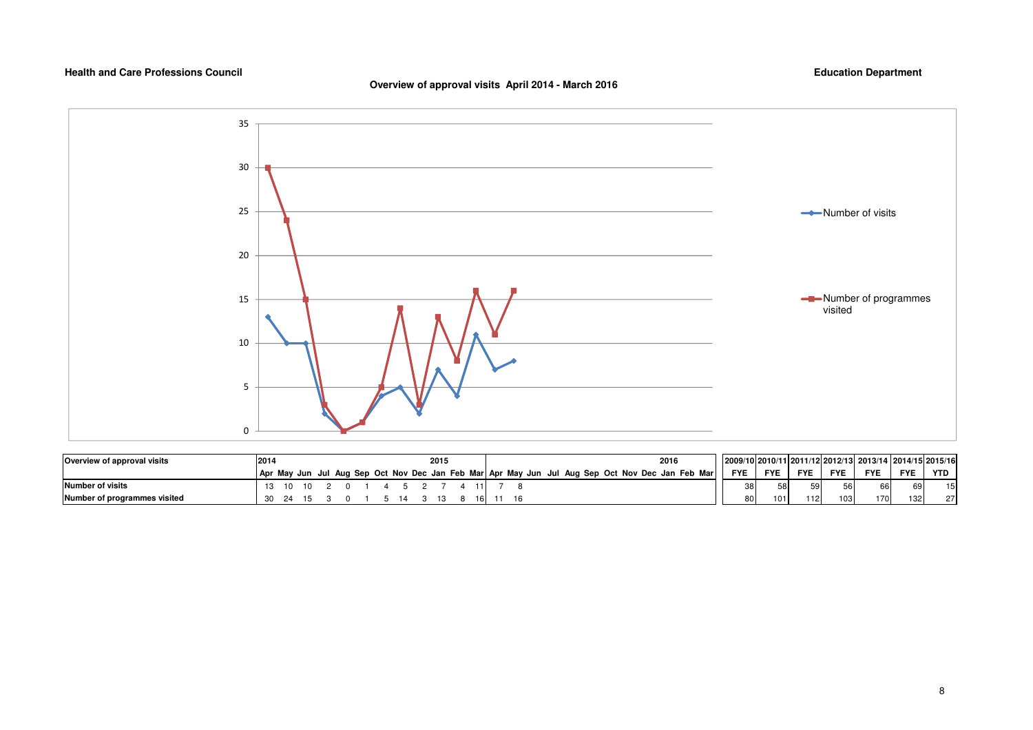**Health and Care Professions Council** **Education Department**

## Overview of approval visits April 2014 - March 2016

| Overview of approval visits | 2014 | | | | | | | | | 2015 | | | | | | | | | | | | | | 2016 | | | 2009/10 | 2010/11 | 2011/12 | 2012/13 | 2013/14 | 2014/15 | 2015/16 |
|---|---|---|---|---|---|---|---|---|---|---|---|---|---|---|---|---|---|---|---|---|---|---|---|---|---|---|---|---|---|---|---|---|---|
| | Apr | May | Jun | Jul | Aug | Sep | Oct | Nov | Dec | Jan | Feb | Mar | Apr | May | Jun | Jul | Aug | Sep | Oct | Nov | Dec | Jan | Feb | Mar | FYE | FYE | FYE | FYE | FYE | FYE | YTD |
| Number of visits | 13 | 10 | 10 | 2 | 0 | 1 | 4 | 5 | 2 | 7 | 4 | 11 | 7 | 8 | | | | | | | | | | | 38 | 58 | 59 | 56 | 66 | 69 | 15 |
| Number of programmes visited | 30 | 24 | 15 | 3 | 0 | 1 | 5 | 14 | 3 | 13 | 8 | 16 | 11 | 16 | | | | | | | | | | | 80 | 101 | 112 | 103 | 170 | 132 | 27 |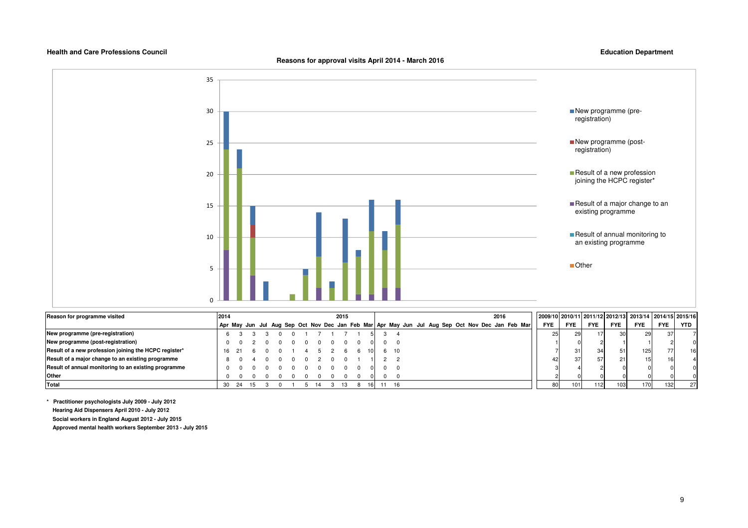**Health and Care Professions Council** | **Education Department**

## Reasons for approval visits April 2014 - March 2016

Legend: New programme (pre-registration); New programme (post-registration); Result of a new profession joining the HCPC register*; Result of a major change to an existing programme; Result of annual monitoring to an existing programme; Other

| Reason for programme visited | 2014 Apr | May | Jun | Jul | Aug | Sep | Oct | Nov | Dec | 2015 Jan | Feb | Mar | Apr | May | Jun | Jul | Aug | Sep | Oct | Nov | Dec | 2016 Jan | Feb | Mar | 2009/10 FYE | 2010/11 FYE | 2011/12 FYE | 2012/13 FYE | 2013/14 FYE | 2014/15 FYE | 2015/16 YTD |
|---|---|---|---|---|---|---|---|---|---|---|---|---|---|---|---|---|---|---|---|---|---|---|---|---|---|---|---|---|---|---|---|
| New programme (pre-registration) | 6 | 3 | 3 | 3 | 0 | 0 | 1 | 7 | 1 | 7 | 1 | 5 | 3 | 4 | | | | | | | | | | | 25 | 29 | 17 | 30 | 29 | 37 | 7 |
| New programme (post-registration) | 0 | 0 | 2 | 0 | 0 | 0 | 0 | 0 | 0 | 0 | 0 | 0 | 0 | 0 | | | | | | | | | | | 1 | 0 | 2 | 1 | 1 | 2 | 0 |
| Result of a new profession joining the HCPC register* | 16 | 21 | 6 | 0 | 0 | 1 | 4 | 5 | 2 | 6 | 6 | 10 | 6 | 10 | | | | | | | | | | | 7 | 31 | 34 | 51 | 125 | 77 | 16 |
| Result of a major change to an existing programme | 8 | 0 | 4 | 0 | 0 | 0 | 0 | 2 | 0 | 0 | 1 | 1 | 2 | 2 | | | | | | | | | | | 42 | 37 | 57 | 21 | 15 | 16 | 4 |
| Result of annual monitoring to an existing programme | 0 | 0 | 0 | 0 | 0 | 0 | 0 | 0 | 0 | 0 | 0 | 0 | 0 | 0 | | | | | | | | | | | 3 | 4 | 2 | 0 | 0 | 0 | 0 |
| Other | 0 | 0 | 0 | 0 | 0 | 0 | 0 | 0 | 0 | 0 | 0 | 0 | 0 | 0 | | | | | | | | | | | 2 | 0 | 0 | 0 | 0 | 0 | 0 |
| **Total** | 30 | 24 | 15 | 3 | 0 | 1 | 5 | 14 | 3 | 13 | 8 | 16 | 11 | 16 | | | | | | | | | | | 80 | 101 | 112 | 103 | 170 | 132 | 27 |

\* Practitioner psychologists July 2009 - July 2012
Hearing Aid Dispensers April 2010 - July 2012
Social workers in England August 2012 - July 2015
Approved mental health workers September 2013 - July 2015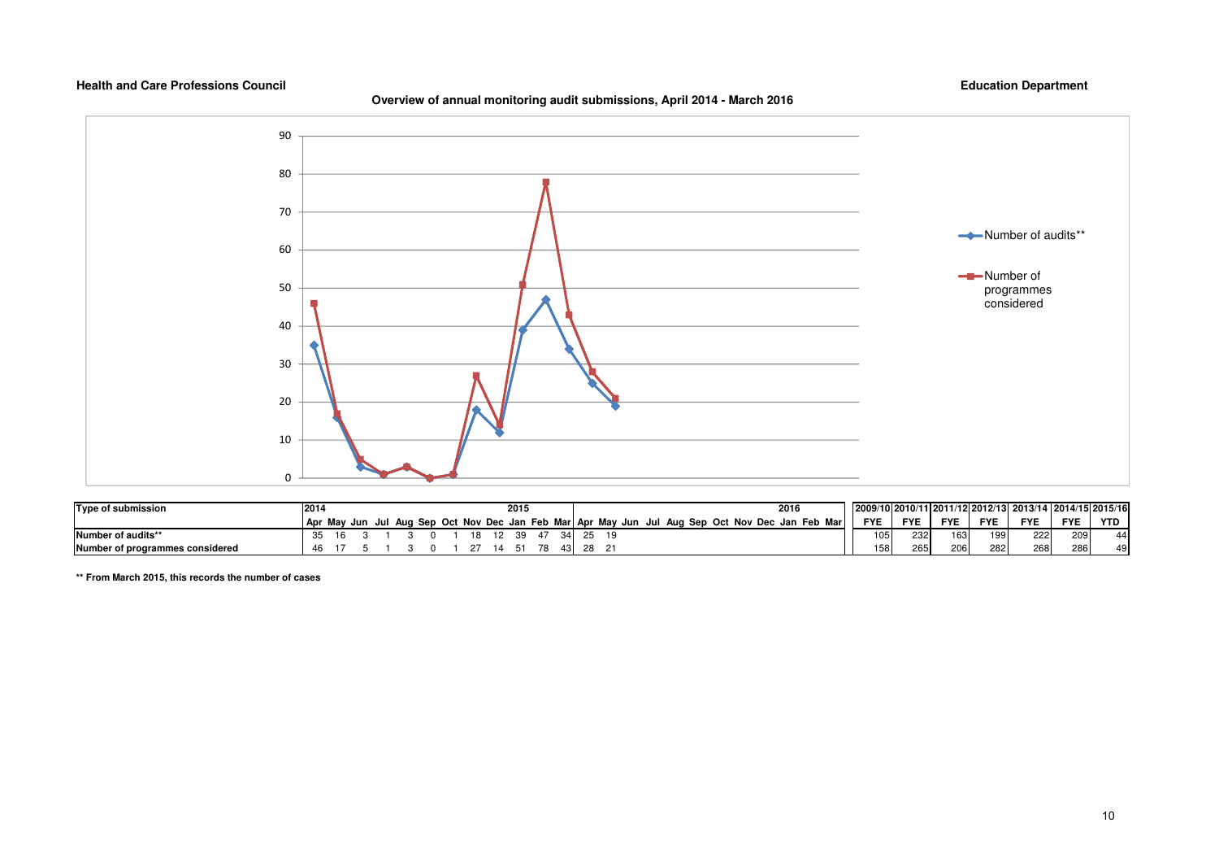**Health and Care Professions Council** **Education Department**

**Overview of annual monitoring audit submissions, April 2014 - March 2016**

| Type of submission | 2014 | | | | | | | | | 2015 | | | | | | | | | | | | | | | 2016 | | | 2009/10 | 2010/11 | 2011/12 | 2012/13 | 2013/14 | 2014/15 | 2015/16 |
|---|---|---|---|---|---|---|---|---|---|---|---|---|---|---|---|---|---|---|---|---|---|---|---|---|---|---|---|---|---|---|---|---|---|
| | Apr | May | Jun | Jul | Aug | Sep | Oct | Nov | Dec | Jan | Feb | Mar | Apr | May | Jun | Jul | Aug | Sep | Oct | Nov | Dec | Jan | Feb | Mar | FYE | FYE | FYE | FYE | FYE | FYE | YTD |
| Number of audits** | 35 | 16 | 3 | 1 | 3 | 0 | 1 | 18 | 12 | 39 | 47 | 34 | 25 | 19 | | | | | | | | | | | 105 | 232 | 163 | 199 | 222 | 209 | 44 |
| Number of programmes considered | 46 | 17 | 5 | 1 | 3 | 0 | 1 | 27 | 14 | 51 | 78 | 43 | 28 | 21 | | | | | | | | | | | 158 | 265 | 206 | 282 | 268 | 286 | 49 |

** From March 2015, this records the number of cases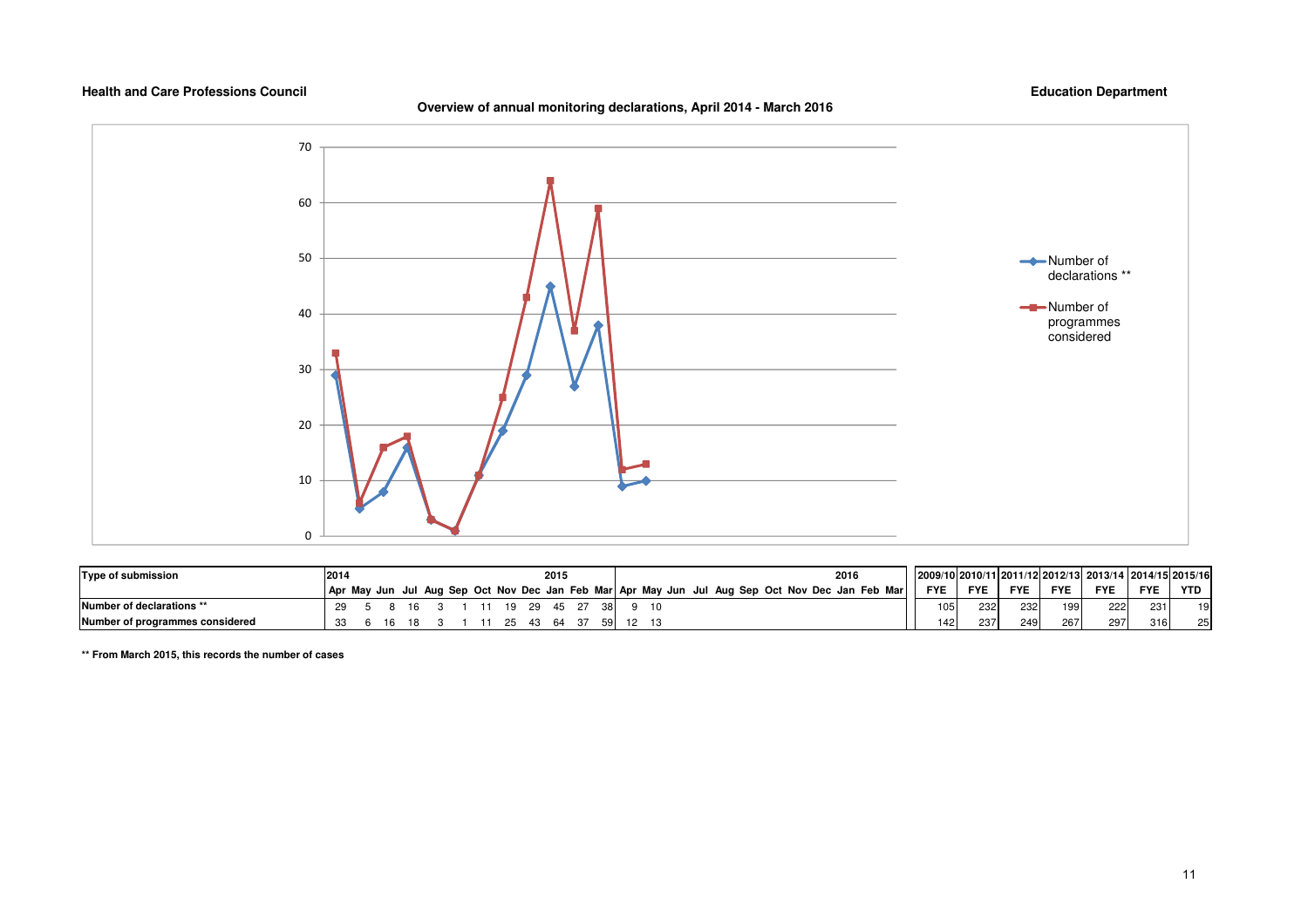**Health and Care Professions Council** **Education Department**

**Overview of annual monitoring declarations, April 2014 - March 2016**

| Type of submission | 2014 | | | | | | | | | 2015 | | | | | | | | | | | | | | 2016 | | | 2009/10 | 2010/11 | 2011/12 | 2012/13 | 2013/14 | 2014/15 | 2015/16 |
|---|---|---|---|---|---|---|---|---|---|---|---|---|---|---|---|---|---|---|---|---|---|---|---|---|---|---|---|---|---|---|---|---|
| | Apr | May | Jun | Jul | Aug | Sep | Oct | Nov | Dec | Jan | Feb | Mar | Apr | May | Jun | Jul | Aug | Sep | Oct | Nov | Dec | Jan | Feb | Mar | FYE | FYE | FYE | FYE | FYE | FYE | YTD |
| Number of declarations ** | 29 | 5 | 8 | 16 | 3 | 1 | 11 | 19 | 29 | 45 | 27 | 38 | 9 | 10 | | | | | | | | | | | 105 | 232 | 232 | 199 | 222 | 231 | 19 |
| Number of programmes considered | 33 | 6 | 16 | 18 | 3 | 1 | 11 | 25 | 43 | 64 | 37 | 59 | 12 | 13 | | | | | | | | | | | 142 | 237 | 249 | 267 | 297 | 316 | 25 |

**** From March 2015, this records the number of cases**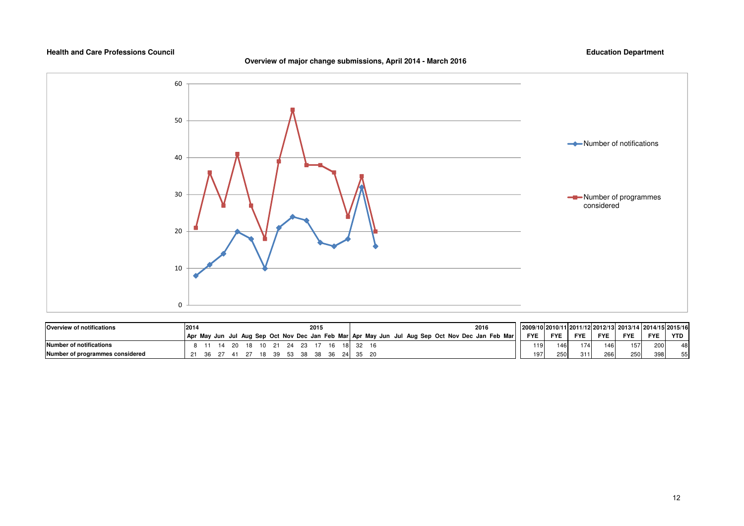**Health and Care Professions Council** **Education Department**

**Overview of major change submissions, April 2014 - March 2016**

| Overview of notifications | 2014 | | | | | | | | | 2015 | | | | | | | | | | | | | 2016 | | | 2009/10 | 2010/11 | 2011/12 | 2012/13 | 2013/14 | 2014/15 | 2015/16 |
|---|---|---|---|---|---|---|---|---|---|---|---|---|---|---|---|---|---|---|---|---|---|---|---|---|---|---|---|---|---|---|---|
| | Apr | May | Jun | Jul | Aug | Sep | Oct | Nov | Dec | Jan | Feb | Mar | Apr | May | Jun | Jul | Aug | Sep | Oct | Nov | Dec | Jan | Feb | Mar | FYE | FYE | FYE | FYE | FYE | FYE | YTD |
| Number of notifications | 8 | 11 | 14 | 20 | 18 | 10 | 21 | 24 | 23 | 17 | 16 | 18 | 32 | 16 | | | | | | | | | | | 119 | 146 | 174 | 146 | 157 | 200 | 48 |
| Number of programmes considered | 21 | 36 | 27 | 41 | 27 | 18 | 39 | 53 | 38 | 38 | 36 | 24 | 35 | 20 | | | | | | | | | | | 197 | 250 | 311 | 266 | 250 | 398 | 55 |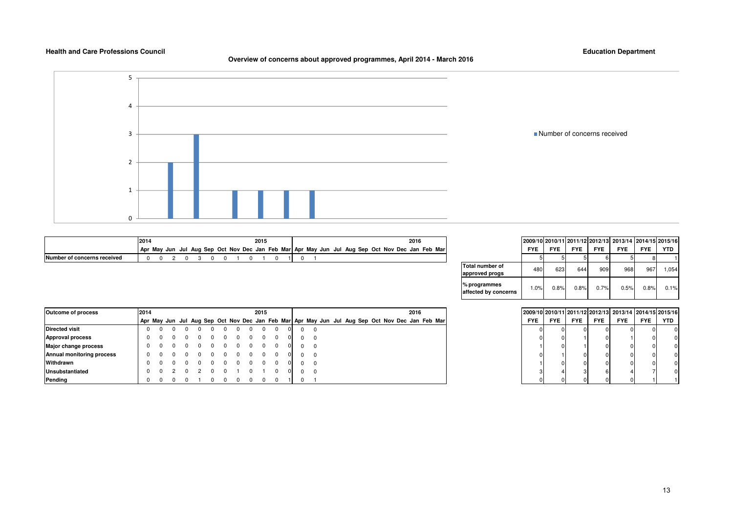Health and Care Professions Council

Education Department

## Overview of concerns about approved programmes, April 2014 - March 2016

5
4
3
2
1
0

Number of concerns received

| | 2014 Apr | May | Jun | Jul | Aug | Sep | Oct | Nov | Dec | 2015 Jan | Feb | Mar | Apr | May | Jun | Jul | Aug | Sep | Oct | Nov | Dec | 2016 Jan | Feb | Mar |
|---|---|---|---|---|---|---|---|---|---|---|---|---|---|---|---|---|---|---|---|---|---|---|---|---|
| **Number of concerns received** | 0 | 0 | 2 | 0 | 3 | 0 | 0 | 1 | 0 | 1 | 0 | 1 | 0 | 1 | | | | | | | | | | |

| | 2009/10 FYE | 2010/11 FYE | 2011/12 FYE | 2012/13 FYE | 2013/14 FYE | 2014/15 FYE | 2015/16 YTD |
|---|---|---|---|---|---|---|---|
| | 5 | 5 | 5 | 6 | 5 | 8 | 1 |
| **Total number of approved progs** | 480 | 623 | 644 | 909 | 968 | 967 | 1,054 |
| **% programmes affected by concerns** | 1.0% | 0.8% | 0.8% | 0.7% | 0.5% | 0.8% | 0.1% |

| **Outcome of process** | 2014 Apr | May | Jun | Jul | Aug | Sep | Oct | Nov | Dec | 2015 Jan | Feb | Mar | Apr | May | Jun | Jul | Aug | Sep | Oct | Nov | Dec | 2016 Jan | Feb | Mar |
|---|---|---|---|---|---|---|---|---|---|---|---|---|---|---|---|---|---|---|---|---|---|---|---|---|
| **Directed visit** | 0 | 0 | 0 | 0 | 0 | 0 | 0 | 0 | 0 | 0 | 0 | 0 | 0 | 0 | | | | | | | | | | |
| **Approval process** | 0 | 0 | 0 | 0 | 0 | 0 | 0 | 0 | 0 | 0 | 0 | 0 | 0 | 0 | | | | | | | | | | |
| **Major change process** | 0 | 0 | 0 | 0 | 0 | 0 | 0 | 0 | 0 | 0 | 0 | 0 | 0 | 0 | | | | | | | | | | |
| **Annual monitoring process** | 0 | 0 | 0 | 0 | 0 | 0 | 0 | 0 | 0 | 0 | 0 | 0 | 0 | 0 | | | | | | | | | | |
| **Withdrawn** | 0 | 0 | 0 | 0 | 0 | 0 | 0 | 0 | 0 | 0 | 0 | 0 | 0 | 0 | | | | | | | | | | |
| **Unsubstantiated** | 0 | 0 | 2 | 0 | 2 | 0 | 0 | 1 | 0 | 1 | 0 | 0 | 0 | 0 | | | | | | | | | | |
| **Pending** | 0 | 0 | 0 | 0 | 1 | 0 | 0 | 0 | 0 | 0 | 0 | 1 | 0 | 1 | | | | | | | | | | |

| | 2009/10 FYE | 2010/11 FYE | 2011/12 FYE | 2012/13 FYE | 2013/14 FYE | 2014/15 FYE | 2015/16 YTD |
|---|---|---|---|---|---|---|---|
| **Directed visit** | 0 | 0 | 0 | 0 | 0 | 0 | 0 |
| **Approval process** | 0 | 0 | 1 | 0 | 1 | 0 | 0 |
| **Major change process** | 1 | 0 | 1 | 0 | 0 | 0 | 0 |
| **Annual monitoring process** | 0 | 1 | 0 | 0 | 0 | 0 | 0 |
| **Withdrawn** | 1 | 0 | 0 | 0 | 0 | 0 | 0 |
| **Unsubstantiated** | 3 | 4 | 3 | 6 | 4 | 7 | 0 |
| **Pending** | 0 | 0 | 0 | 0 | 0 | 1 | 1 |